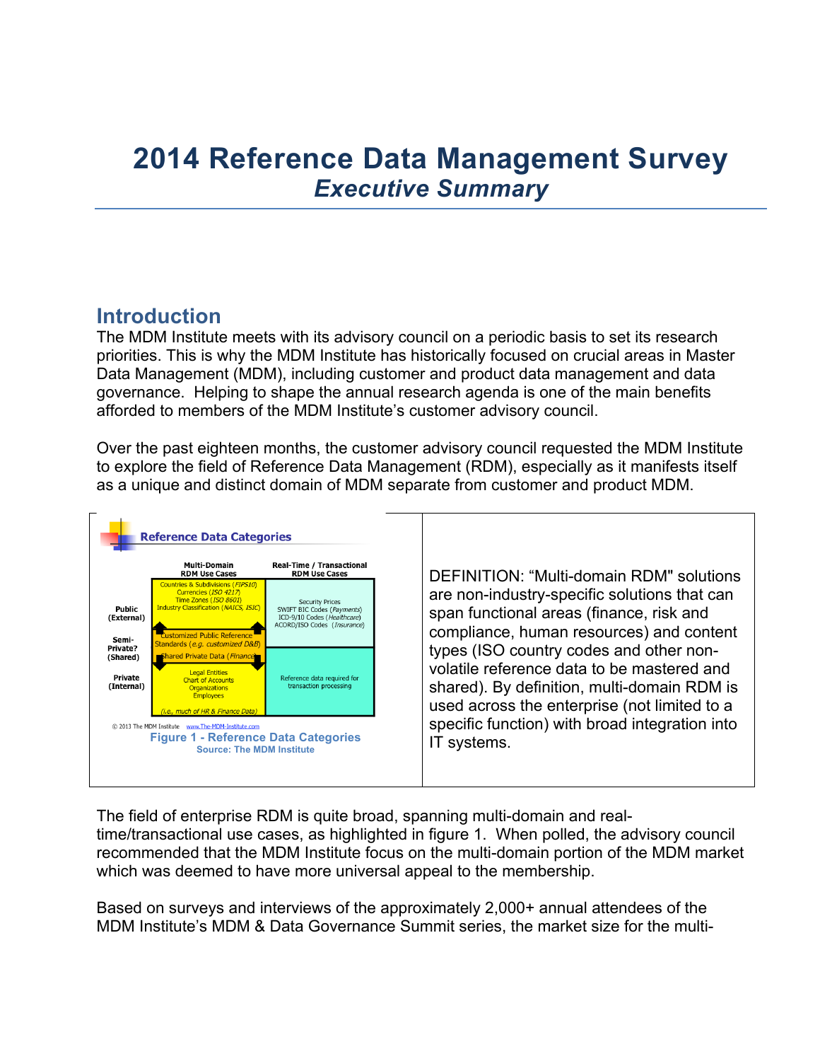# 2014 Reference Data Management Survey
## *Executive Summary*

## Introduction

The MDM Institute meets with its advisory council on a periodic basis to set its research priorities. This is why the MDM Institute has historically focused on crucial areas in Master Data Management (MDM), including customer and product data management and data governance. Helping to shape the annual research agenda is one of the main benefits afforded to members of the MDM Institute's customer advisory council.

Over the past eighteen months, the customer advisory council requested the MDM Institute to explore the field of Reference Data Management (RDM), especially as it manifests itself as a unique and distinct domain of MDM separate from customer and product MDM.

**Reference Data Categories**

| | Multi-Domain RDM Use Cases | Real-Time / Transactional RDM Use Cases |
|---|---|---|
| Public (External) | Countries & Subdivisions (*FIPS10*)<br>Currencies (*ISO 4217*)<br>Time Zones (*ISO 8601*)<br>Industry Classification (*NAICS, ISIC*) | Security Prices<br>SWIFT BIC Codes (*Payments*)<br>ICD-9/10 Codes (*Healthcare*)<br>ACORD/ISO Codes (*Insurance*) |
| Semi-Private? (Shared) | Customized Public Reference Standards (*e.g. customized D&B*)<br>Shared Private Data (*Finance*) | |
| Private (Internal) | Legal Entities<br>Chart of Accounts<br>Organizations<br>Employees<br>(*i.e., much of HR & Finance Data*) | Reference data required for transaction processing |

© 2013 The MDM Institute www.The-MDM-Institute.com

**Figure 1 - Reference Data Categories**
**Source: The MDM Institute**

DEFINITION: "Multi-domain RDM" solutions are non-industry-specific solutions that can span functional areas (finance, risk and compliance, human resources) and content types (ISO country codes and other non-volatile reference data to be mastered and shared). By definition, multi-domain RDM is used across the enterprise (not limited to a specific function) with broad integration into IT systems.

The field of enterprise RDM is quite broad, spanning multi-domain and real-time/transactional use cases, as highlighted in figure 1. When polled, the advisory council recommended that the MDM Institute focus on the multi-domain portion of the MDM market which was deemed to have more universal appeal to the membership.

Based on surveys and interviews of the approximately 2,000+ annual attendees of the MDM Institute's MDM & Data Governance Summit series, the market size for the multi-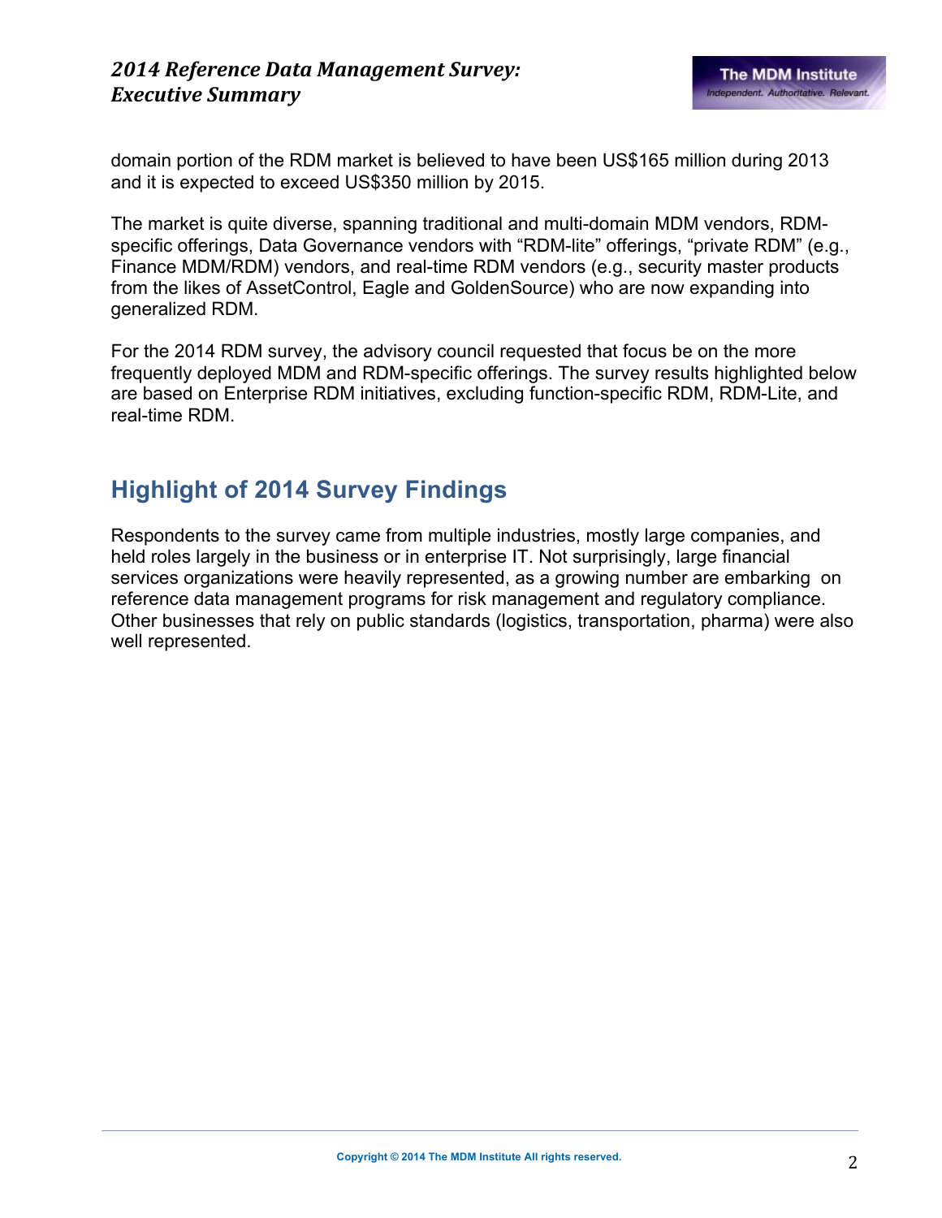domain portion of the RDM market is believed to have been US$165 million during 2013 and it is expected to exceed US$350 million by 2015.

The market is quite diverse, spanning traditional and multi-domain MDM vendors, RDM-specific offerings, Data Governance vendors with “RDM-lite” offerings, “private RDM” (e.g., Finance MDM/RDM) vendors, and real-time RDM vendors (e.g., security master products from the likes of AssetControl, Eagle and GoldenSource) who are now expanding into generalized RDM.

For the 2014 RDM survey, the advisory council requested that focus be on the more frequently deployed MDM and RDM-specific offerings. The survey results highlighted below are based on Enterprise RDM initiatives, excluding function-specific RDM, RDM-Lite, and real-time RDM.

## Highlight of 2014 Survey Findings

Respondents to the survey came from multiple industries, mostly large companies, and held roles largely in the business or in enterprise IT. Not surprisingly, large financial services organizations were heavily represented, as a growing number are embarking on reference data management programs for risk management and regulatory compliance. Other businesses that rely on public standards (logistics, transportation, pharma) were also well represented.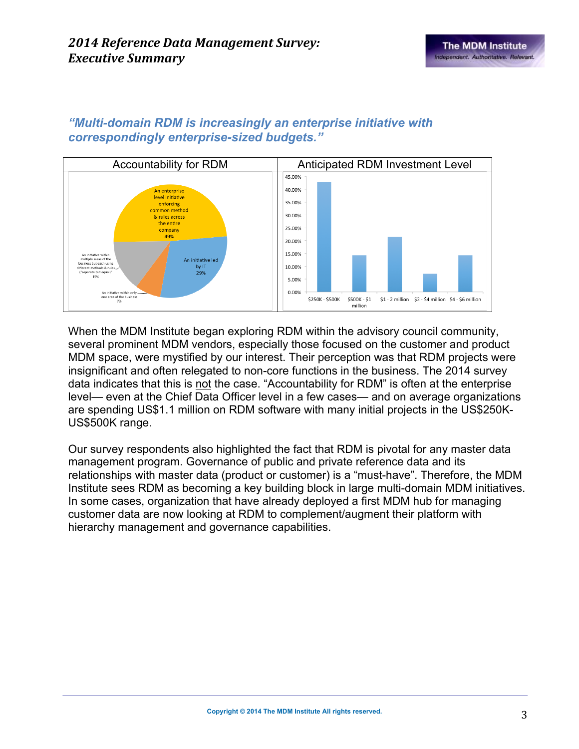*"Multi-domain RDM is increasingly an enterprise initiative with correspondingly enterprise-sized budgets."*

| Accountability for RDM | Anticipated RDM Investment Level |
| --- | --- |
| An enterprise level initiative enforcing common method & rules across the entire company 49%; An initiative led by IT 29%; An initiative within multiple areas of the business but each using different methods & rules ("separate but equal") 15%; An initiative within only one area of the business 7% | $250K - $500K; $500K - $1 million; $1 - 2 million; $2 - $4 million; $4 - $6 million |

When the MDM Institute began exploring RDM within the advisory council community, several prominent MDM vendors, especially those focused on the customer and product MDM space, were mystified by our interest. Their perception was that RDM projects were insignificant and often relegated to non-core functions in the business. The 2014 survey data indicates that this is not the case. "Accountability for RDM" is often at the enterprise level— even at the Chief Data Officer level in a few cases— and on average organizations are spending US$1.1 million on RDM software with many initial projects in the US$250K-US$500K range.

Our survey respondents also highlighted the fact that RDM is pivotal for any master data management program. Governance of public and private reference data and its relationships with master data (product or customer) is a "must-have". Therefore, the MDM Institute sees RDM as becoming a key building block in large multi-domain MDM initiatives. In some cases, organization that have already deployed a first MDM hub for managing customer data are now looking at RDM to complement/augment their platform with hierarchy management and governance capabilities.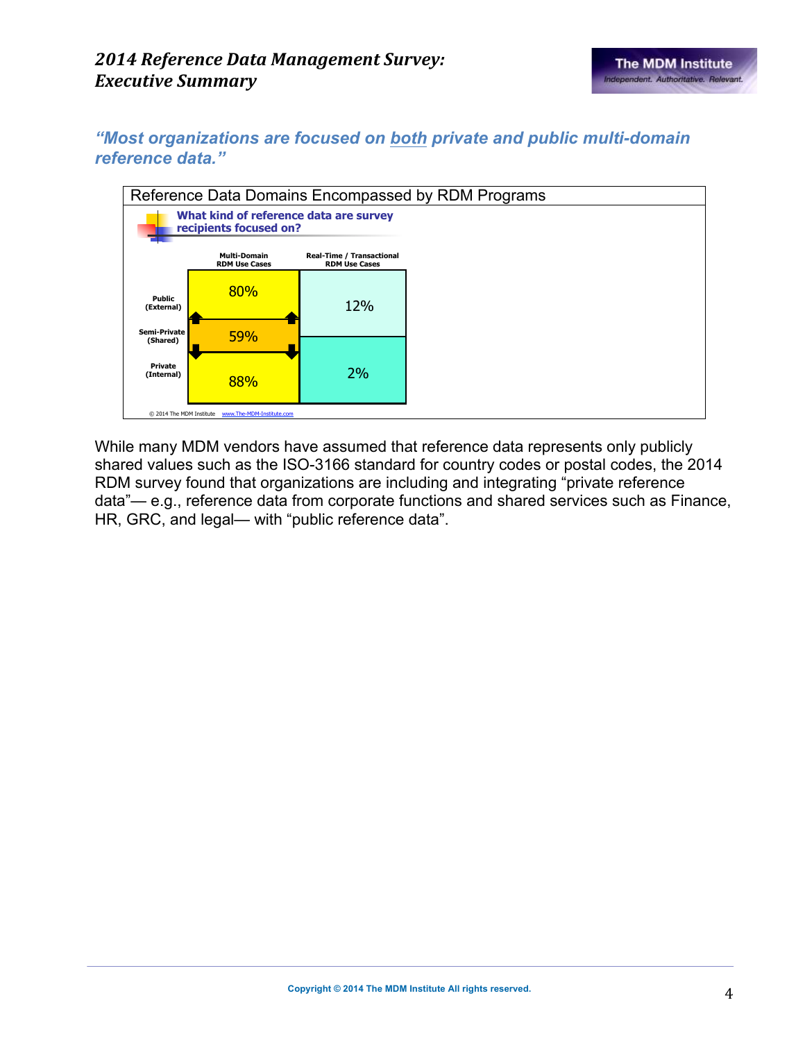*"Most organizations are focused on both private and public multi-domain reference data."*

Reference Data Domains Encompassed by RDM Programs

**What kind of reference data are survey recipients focused on?**

| | Multi-Domain RDM Use Cases | Real-Time / Transactional RDM Use Cases |
|---|---|---|
| Public (External) | 80% | 12% |
| Semi-Private (Shared) | 59% | |
| Private (Internal) | 88% | 2% |

© 2014 The MDM Institute www.The-MDM-Institute.com

While many MDM vendors have assumed that reference data represents only publicly shared values such as the ISO-3166 standard for country codes or postal codes, the 2014 RDM survey found that organizations are including and integrating "private reference data"— e.g., reference data from corporate functions and shared services such as Finance, HR, GRC, and legal— with "public reference data".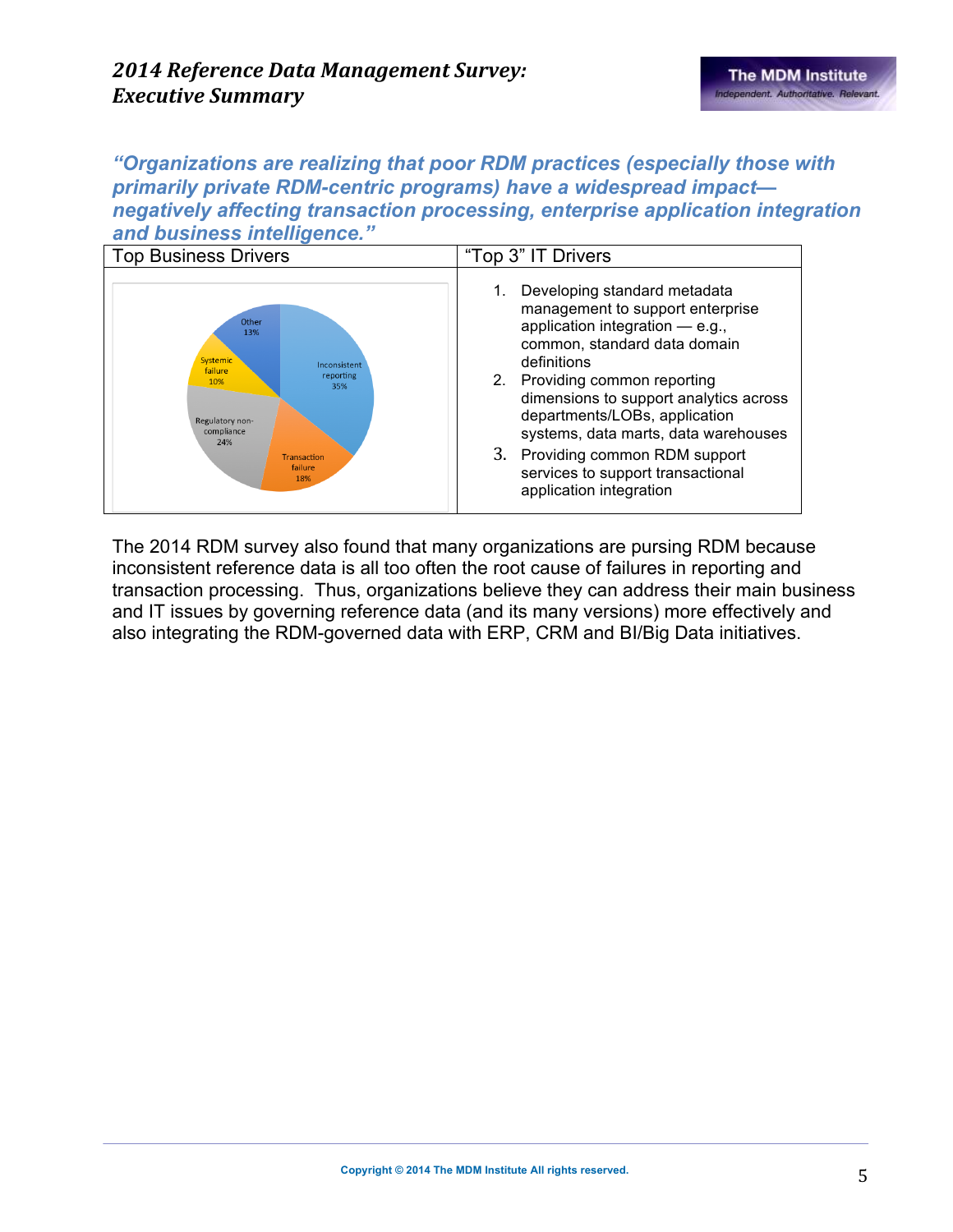*"Organizations are realizing that poor RDM practices (especially those with primarily private RDM-centric programs) have a widespread impact—negatively affecting transaction processing, enterprise application integration and business intelligence."*

| Top Business Drivers | "Top 3" IT Drivers |
|---|---|
| Inconsistent reporting 35%<br>Transaction failure 18%<br>Regulatory non-compliance 24%<br>Systemic failure 10%<br>Other 13% | 1. Developing standard metadata management to support enterprise application integration — e.g., common, standard data domain definitions<br>2. Providing common reporting dimensions to support analytics across departments/LOBs, application systems, data marts, data warehouses<br>3. Providing common RDM support services to support transactional application integration |

The 2014 RDM survey also found that many organizations are pursing RDM because inconsistent reference data is all too often the root cause of failures in reporting and transaction processing. Thus, organizations believe they can address their main business and IT issues by governing reference data (and its many versions) more effectively and also integrating the RDM-governed data with ERP, CRM and BI/Big Data initiatives.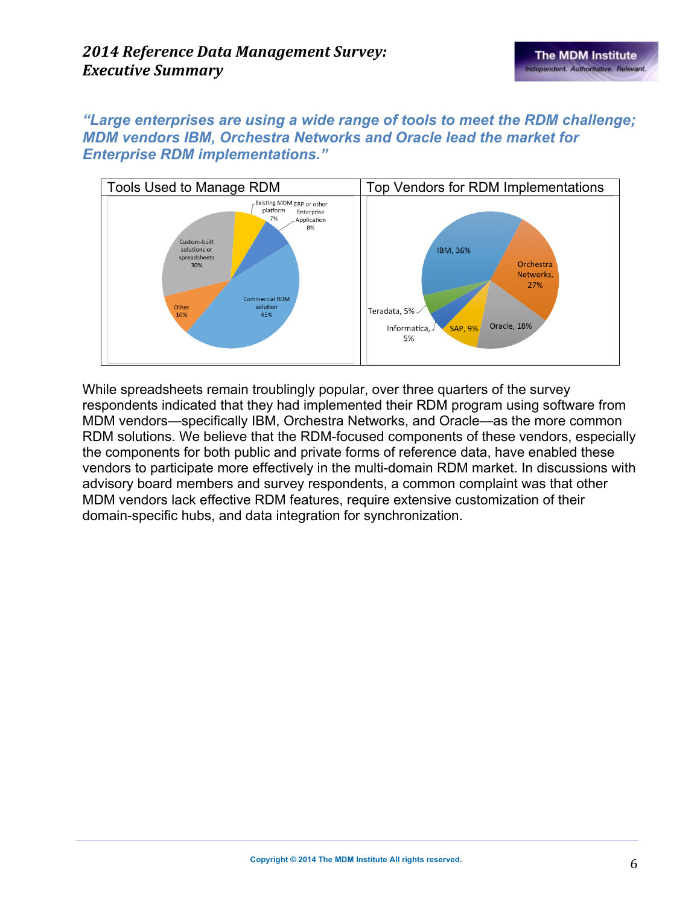*“Large enterprises are using a wide range of tools to meet the RDM challenge; MDM vendors IBM, Orchestra Networks and Oracle lead the market for Enterprise RDM implementations.”*

| Tools Used to Manage RDM | Top Vendors for RDM Implementations |
|---|---|
| Commercial RDM solution 45%<br>Custom-built solutions or spreadsheets 30%<br>Other 10%<br>ERP or other Enterprise Application 8%<br>Existing MDM platform 7% | IBM, 36%<br>Orchestra Networks, 27%<br>Oracle, 18%<br>SAP, 9%<br>Informatica, 5%<br>Teradata, 5% |

While spreadsheets remain troublingly popular, over three quarters of the survey respondents indicated that they had implemented their RDM program using software from MDM vendors—specifically IBM, Orchestra Networks, and Oracle—as the more common RDM solutions. We believe that the RDM-focused components of these vendors, especially the components for both public and private forms of reference data, have enabled these vendors to participate more effectively in the multi-domain RDM market. In discussions with advisory board members and survey respondents, a common complaint was that other MDM vendors lack effective RDM features, require extensive customization of their domain-specific hubs, and data integration for synchronization.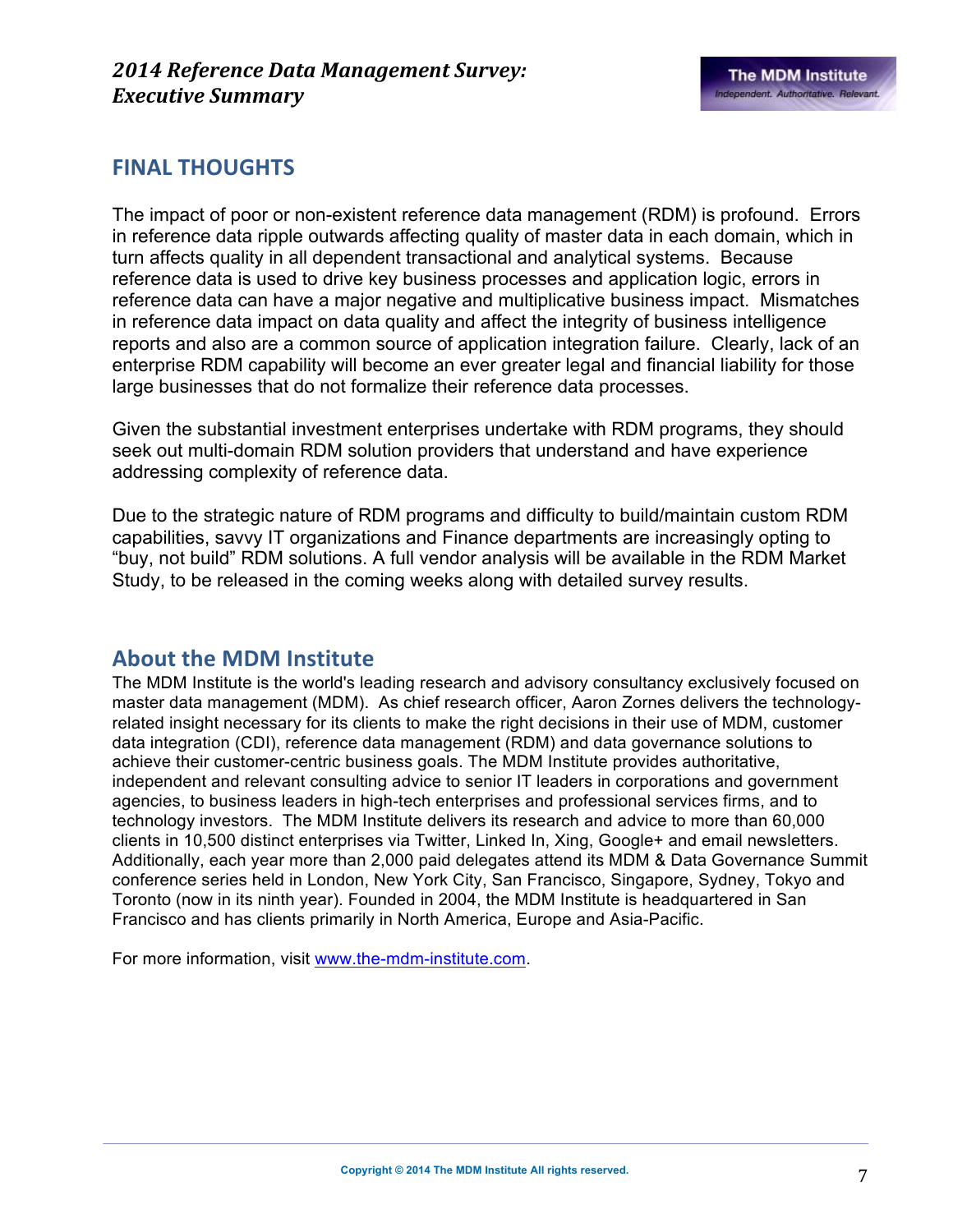## FINAL THOUGHTS

The impact of poor or non-existent reference data management (RDM) is profound. Errors in reference data ripple outwards affecting quality of master data in each domain, which in turn affects quality in all dependent transactional and analytical systems. Because reference data is used to drive key business processes and application logic, errors in reference data can have a major negative and multiplicative business impact. Mismatches in reference data impact on data quality and affect the integrity of business intelligence reports and also are a common source of application integration failure. Clearly, lack of an enterprise RDM capability will become an ever greater legal and financial liability for those large businesses that do not formalize their reference data processes.

Given the substantial investment enterprises undertake with RDM programs, they should seek out multi-domain RDM solution providers that understand and have experience addressing complexity of reference data.

Due to the strategic nature of RDM programs and difficulty to build/maintain custom RDM capabilities, savvy IT organizations and Finance departments are increasingly opting to "buy, not build" RDM solutions. A full vendor analysis will be available in the RDM Market Study, to be released in the coming weeks along with detailed survey results.

## About the MDM Institute

The MDM Institute is the world's leading research and advisory consultancy exclusively focused on master data management (MDM). As chief research officer, Aaron Zornes delivers the technology-related insight necessary for its clients to make the right decisions in their use of MDM, customer data integration (CDI), reference data management (RDM) and data governance solutions to achieve their customer-centric business goals. The MDM Institute provides authoritative, independent and relevant consulting advice to senior IT leaders in corporations and government agencies, to business leaders in high-tech enterprises and professional services firms, and to technology investors. The MDM Institute delivers its research and advice to more than 60,000 clients in 10,500 distinct enterprises via Twitter, Linked In, Xing, Google+ and email newsletters. Additionally, each year more than 2,000 paid delegates attend its MDM & Data Governance Summit conference series held in London, New York City, San Francisco, Singapore, Sydney, Tokyo and Toronto (now in its ninth year). Founded in 2004, the MDM Institute is headquartered in San Francisco and has clients primarily in North America, Europe and Asia-Pacific.

For more information, visit www.the-mdm-institute.com.